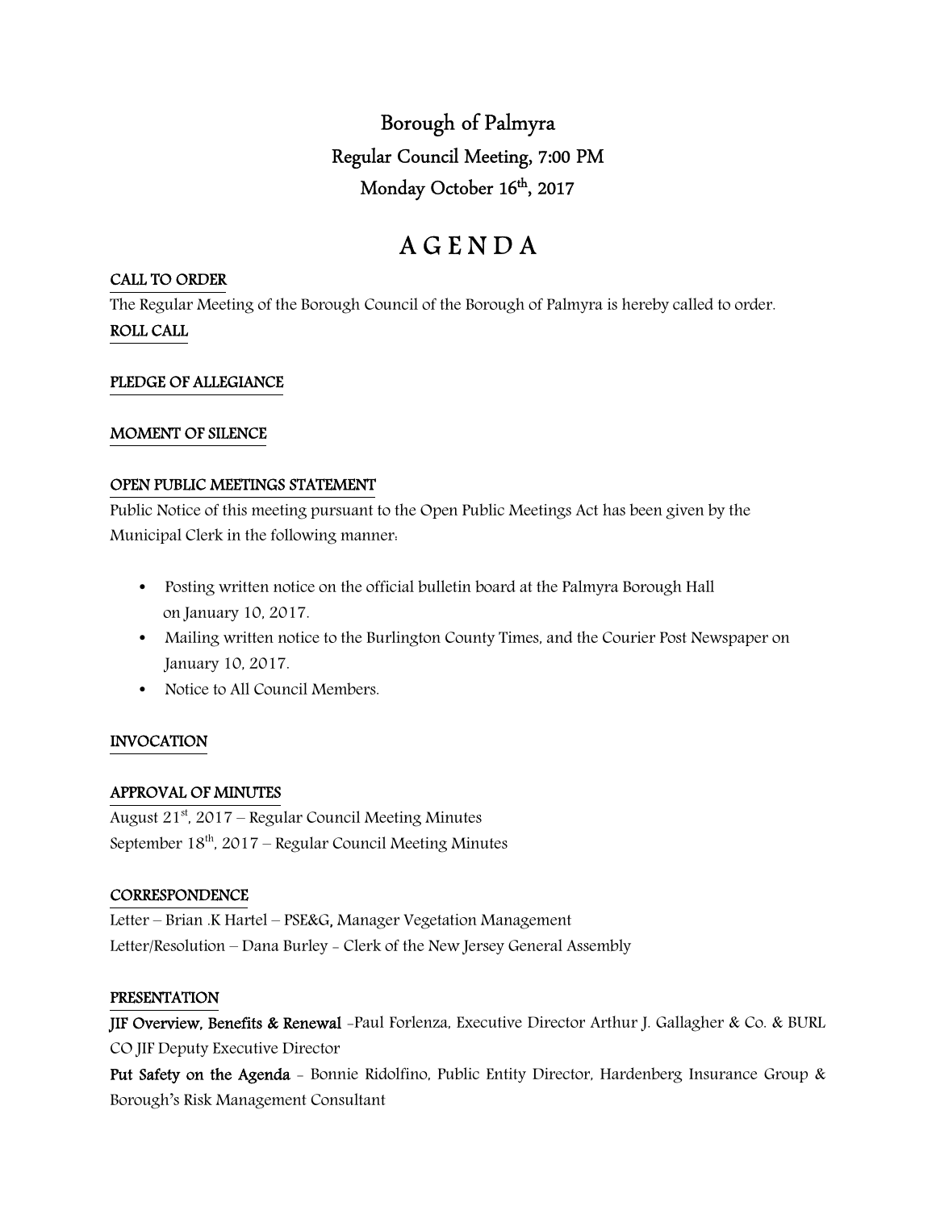# Borough of Palmyra

## Regular Council Meeting, 7:00 PM

## Monday October 16th, 2017

# A G E N D A

**CALL TO ORDER**

The Regular Meeting of the Borough Council of the Borough of Palmyra is hereby called to order.

**ROLL CALL**

**PLEDGE OF ALLEGIANCE**

**MOMENT OF SILENCE**

**OPEN PUBLIC MEETINGS STATEMENT**

Public Notice of this meeting pursuant to the Open Public Meetings Act has been given by the Municipal Clerk in the following manner:

- Posting written notice on the official bulletin board at the Palmyra Borough Hall on January 10, 2017.
- Mailing written notice to the Burlington County Times, and the Courier Post Newspaper on January 10, 2017.
- Notice to All Council Members.

**INVOCATION**

**APPROVAL OF MINUTES**

August 21st, 2017 – Regular Council Meeting Minutes
September 18th, 2017 – Regular Council Meeting Minutes

**CORRESPONDENCE**

Letter – Brian .K Hartel – PSE&G, Manager Vegetation Management
Letter/Resolution – Dana Burley - Clerk of the New Jersey General Assembly

**PRESENTATION**

**JIF Overview, Benefits & Renewal** -Paul Forlenza, Executive Director Arthur J. Gallagher & Co. & BURL CO JIF Deputy Executive Director

**Put Safety on the Agenda** - Bonnie Ridolfino, Public Entity Director, Hardenberg Insurance Group & Borough's Risk Management Consultant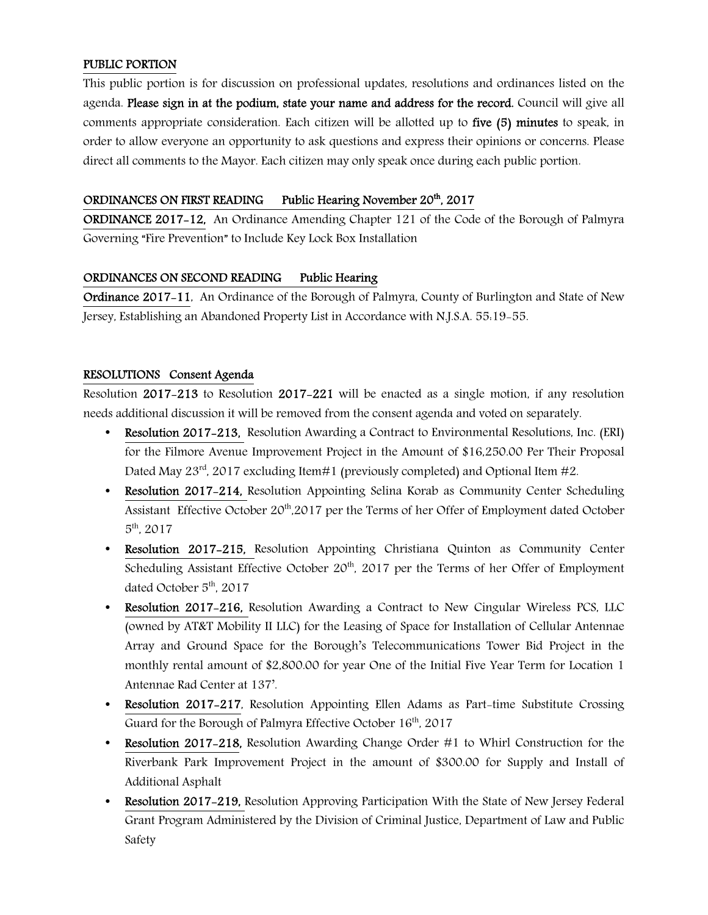**PUBLIC PORTION**

This public portion is for discussion on professional updates, resolutions and ordinances listed on the agenda. **Please sign in at the podium, state your name and address for the record.** Council will give all comments appropriate consideration. Each citizen will be allotted up to **five (5) minutes** to speak, in order to allow everyone an opportunity to ask questions and express their opinions or concerns. Please direct all comments to the Mayor. Each citizen may only speak once during each public portion.

**ORDINANCES ON FIRST READING Public Hearing November 20th, 2017**

**ORDINANCE 2017-12,** An Ordinance Amending Chapter 121 of the Code of the Borough of Palmyra Governing "Fire Prevention" to Include Key Lock Box Installation

**ORDINANCES ON SECOND READING Public Hearing**

**Ordinance 2017-11**, An Ordinance of the Borough of Palmyra, County of Burlington and State of New Jersey, Establishing an Abandoned Property List in Accordance with N.J.S.A. 55:19-55.

**RESOLUTIONS Consent Agenda**

Resolution **2017-213** to Resolution **2017-221** will be enacted as a single motion, if any resolution needs additional discussion it will be removed from the consent agenda and voted on separately.

- **Resolution 2017-213,** Resolution Awarding a Contract to Environmental Resolutions, Inc. (ERI) for the Filmore Avenue Improvement Project in the Amount of $16,250.00 Per Their Proposal Dated May 23rd, 2017 excluding Item#1 (previously completed) and Optional Item #2.
- **Resolution 2017-214,** Resolution Appointing Selina Korab as Community Center Scheduling Assistant Effective October 20th,2017 per the Terms of her Offer of Employment dated October 5th, 2017
- **Resolution 2017-215,** Resolution Appointing Christiana Quinton as Community Center Scheduling Assistant Effective October 20th, 2017 per the Terms of her Offer of Employment dated October 5th, 2017
- **Resolution 2017-216,** Resolution Awarding a Contract to New Cingular Wireless PCS, LLC (owned by AT&T Mobility II LLC) for the Leasing of Space for Installation of Cellular Antennae Array and Ground Space for the Borough's Telecommunications Tower Bid Project in the monthly rental amount of $2,800.00 for year One of the Initial Five Year Term for Location 1 Antennae Rad Center at 137'.
- **Resolution 2017-217**, Resolution Appointing Ellen Adams as Part-time Substitute Crossing Guard for the Borough of Palmyra Effective October 16th, 2017
- **Resolution 2017-218,** Resolution Awarding Change Order #1 to Whirl Construction for the Riverbank Park Improvement Project in the amount of $300.00 for Supply and Install of Additional Asphalt
- **Resolution 2017-219,** Resolution Approving Participation With the State of New Jersey Federal Grant Program Administered by the Division of Criminal Justice, Department of Law and Public Safety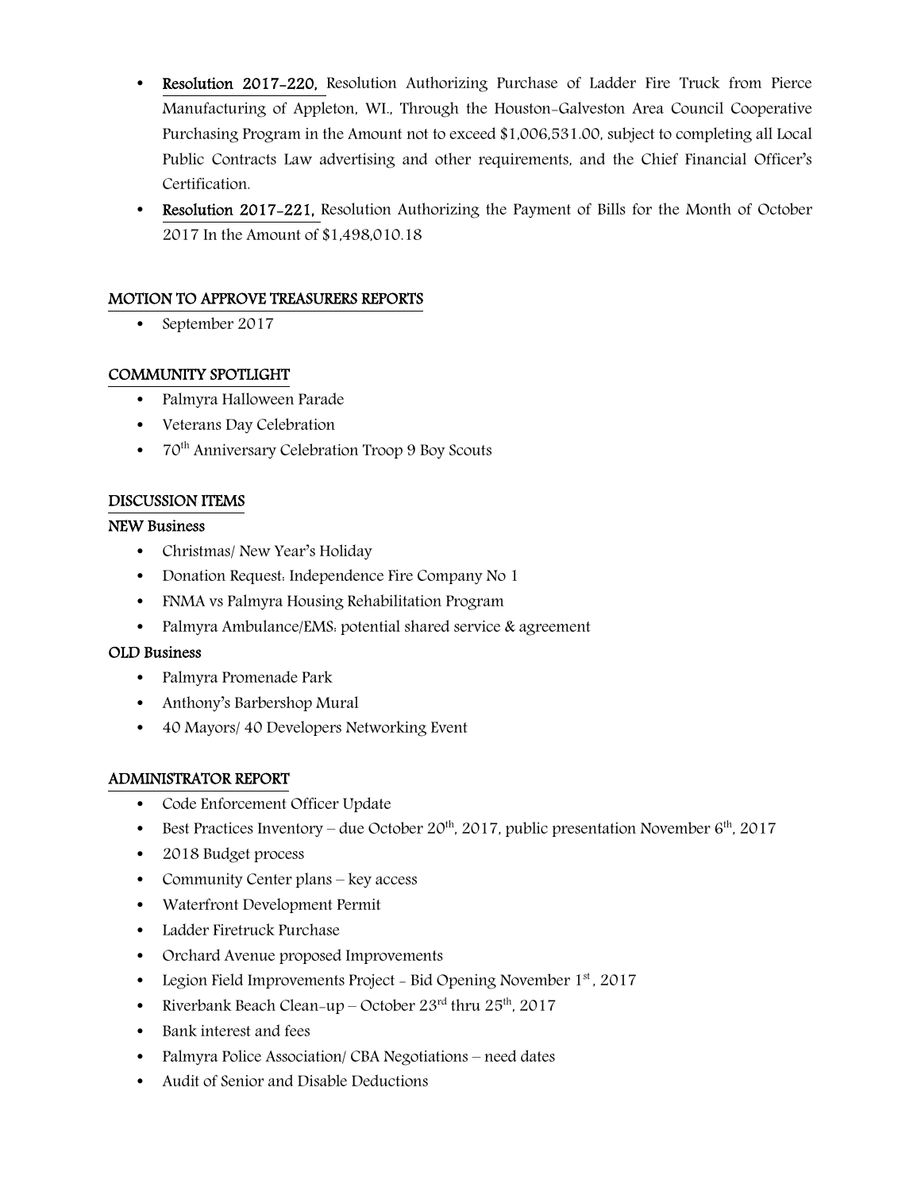- **Resolution 2017-220,** Resolution Authorizing Purchase of Ladder Fire Truck from Pierce Manufacturing of Appleton, WI., Through the Houston-Galveston Area Council Cooperative Purchasing Program in the Amount not to exceed $1,006,531.00, subject to completing all Local Public Contracts Law advertising and other requirements, and the Chief Financial Officer's Certification.
- **Resolution 2017-221,** Resolution Authorizing the Payment of Bills for the Month of October 2017 In the Amount of $1,498,010.18

## MOTION TO APPROVE TREASURERS REPORTS

- September 2017

## COMMUNITY SPOTLIGHT

- Palmyra Halloween Parade
- Veterans Day Celebration
- 70th Anniversary Celebration Troop 9 Boy Scouts

## DISCUSSION ITEMS

### NEW Business

- Christmas/ New Year's Holiday
- Donation Request: Independence Fire Company No 1
- FNMA vs Palmyra Housing Rehabilitation Program
- Palmyra Ambulance/EMS: potential shared service & agreement

### OLD Business

- Palmyra Promenade Park
- Anthony's Barbershop Mural
- 40 Mayors/ 40 Developers Networking Event

## ADMINISTRATOR REPORT

- Code Enforcement Officer Update
- Best Practices Inventory – due October 20th, 2017, public presentation November 6th, 2017
- 2018 Budget process
- Community Center plans – key access
- Waterfront Development Permit
- Ladder Firetruck Purchase
- Orchard Avenue proposed Improvements
- Legion Field Improvements Project - Bid Opening November 1st, 2017
- Riverbank Beach Clean-up – October 23rd thru 25th, 2017
- Bank interest and fees
- Palmyra Police Association/ CBA Negotiations – need dates
- Audit of Senior and Disable Deductions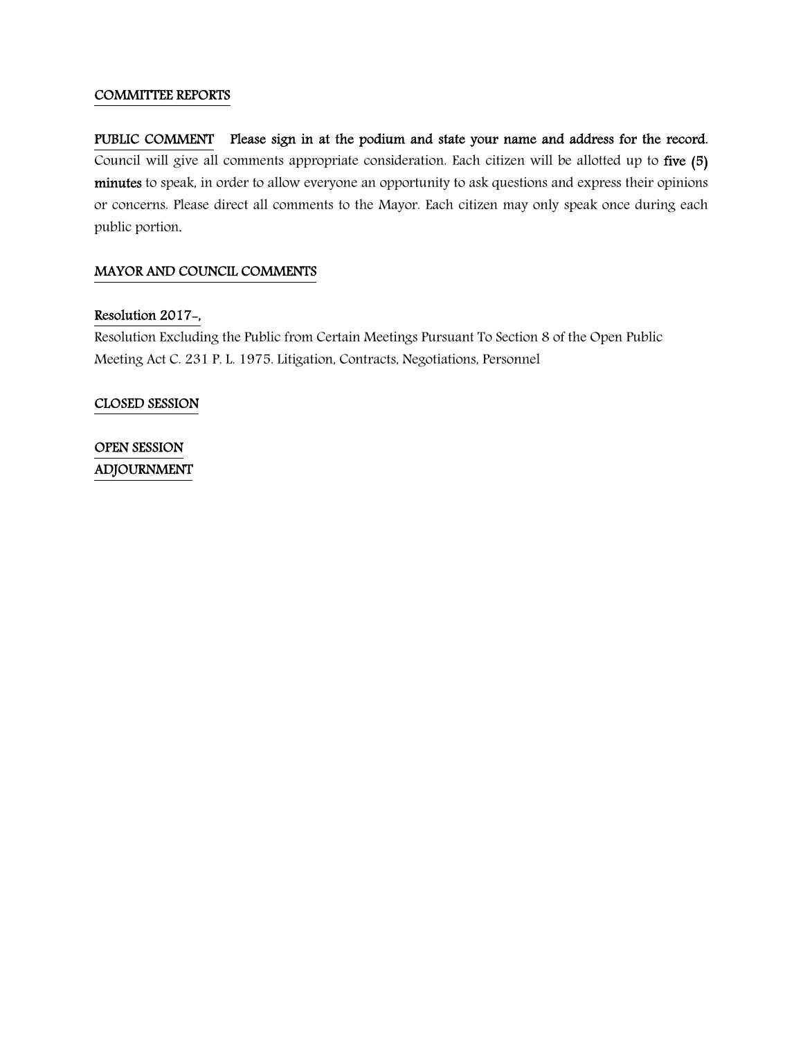**COMMITTEE REPORTS**

**PUBLIC COMMENT** **Please sign in at the podium and state your name and address for the record.** Council will give all comments appropriate consideration. Each citizen will be allotted up to **five (5) minutes** to speak, in order to allow everyone an opportunity to ask questions and express their opinions or concerns. Please direct all comments to the Mayor. Each citizen may only speak once during each public portion.

**MAYOR AND COUNCIL COMMENTS**

**Resolution 2017-,**
Resolution Excluding the Public from Certain Meetings Pursuant To Section 8 of the Open Public Meeting Act C. 231 P. L. 1975. Litigation, Contracts, Negotiations, Personnel

**CLOSED SESSION**

**OPEN SESSION**
**ADJOURNMENT**